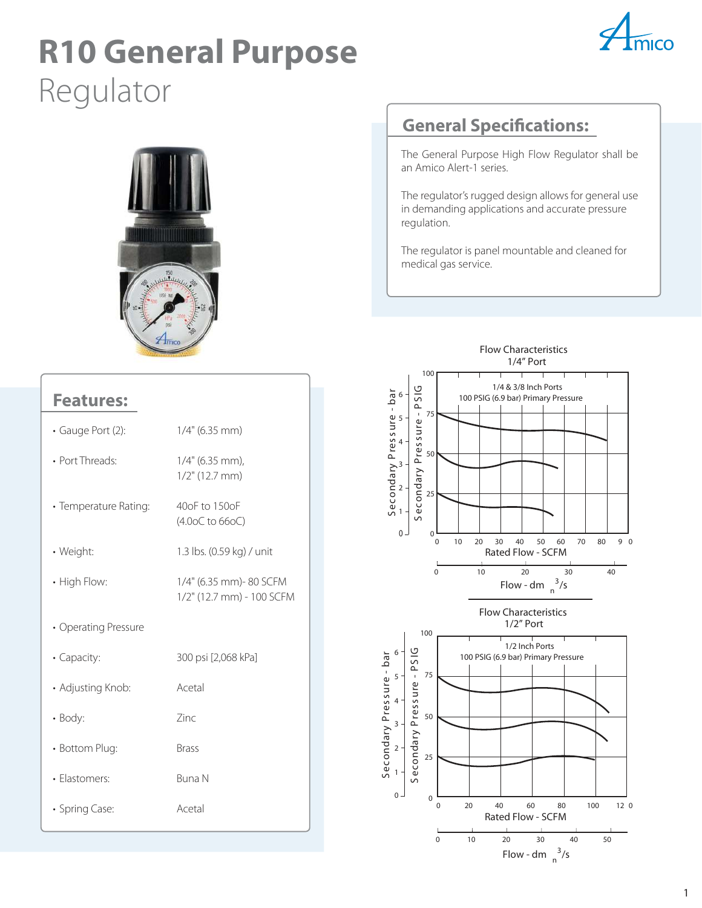# R10 General Purpose Regulator

## General Specifications:

The General Purpose High Flow Regulator shall be an Amico Alert-1 series.

The regulator's rugged design allows for general use in demanding applications and accurate pressure regulation.

The regulator is panel mountable and cleaned for medical gas service.

## Features:

| | |
|---|---|
| • Gauge Port (2): | 1/4" (6.35 mm) |
| • Port Threads: | 1/4" (6.35 mm), 1/2" (12.7 mm) |
| • Temperature Rating: | 40oF to 150oF (4.0oC to 66oC) |
| • Weight: | 1.3 lbs. (0.59 kg) / unit |
| • High Flow: | 1/4" (6.35 mm)- 80 SCFM 1/2" (12.7 mm) - 100 SCFM |
| • Operating Pressure | |
| • Capacity: | 300 psi [2,068 kPa] |
| • Adjusting Knob: | Acetal |
| • Body: | Zinc |
| • Bottom Plug: | Brass |
| • Elastomers: | Buna N |
| • Spring Case: | Acetal |

Flow Characteristics 1/4" Port

1/4 & 3/8 Inch Ports
100 PSIG (6.9 bar) Primary Pressure

Secondary Pressure - bar / Secondary Pressure - PSIG
Rated Flow - SCFM
Flow - dm $_n^3$/s

Flow Characteristics 1/2" Port

1/2 Inch Ports
100 PSIG (6.9 bar) Primary Pressure

Secondary Pressure - bar / Secondary Pressure - PSIG
Rated Flow - SCFM
Flow - dm $_n^3$/s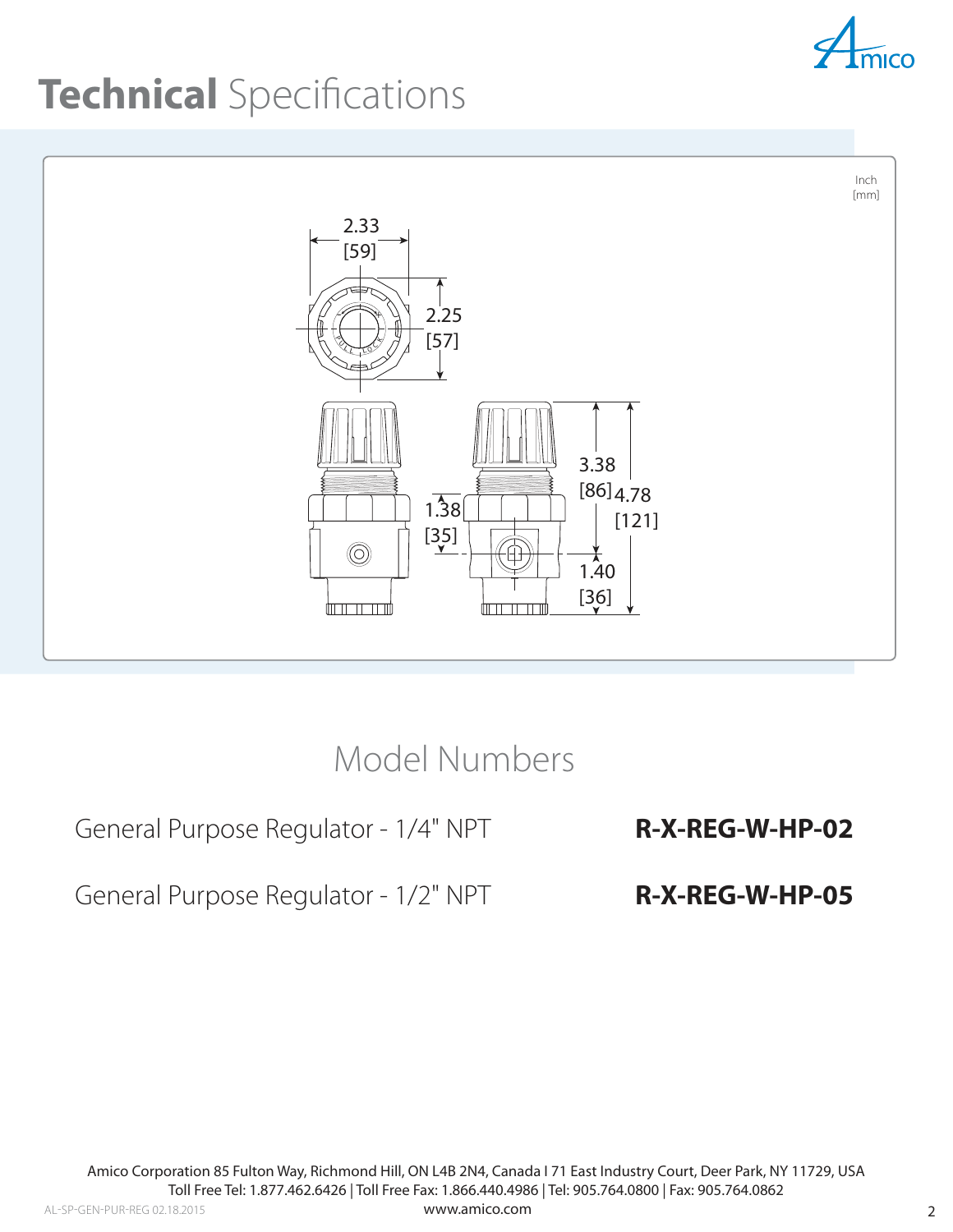# **Technical** Specifications

Inch
[mm]

2.33
[59]

2.25
[57]

1.38
[35]

3.38
[86]

4.78
[121]

1.40
[36]

## Model Numbers

| | |
|---|---|
| General Purpose Regulator - 1/4" NPT | **R-X-REG-W-HP-02** |
| General Purpose Regulator - 1/2" NPT | **R-X-REG-W-HP-05** |

Amico Corporation 85 Fulton Way, Richmond Hill, ON L4B 2N4, Canada I 71 East Industry Court, Deer Park, NY 11729, USA
Toll Free Tel: 1.877.462.6426 | Toll Free Fax: 1.866.440.4986 | Tel: 905.764.0800 | Fax: 905.764.0862
www.amico.com

AL-SP-GEN-PUR-REG 02.18.2015